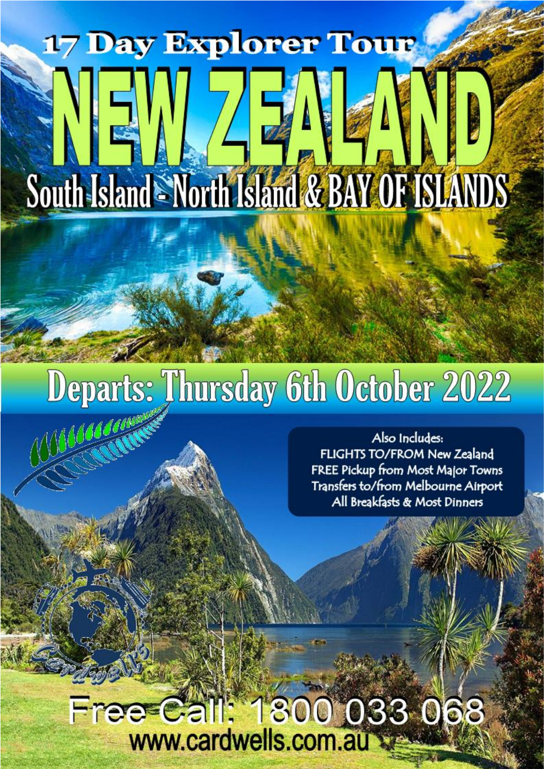# 17 Day Explorer Tour

# NEW ZEALAND

## South Island - North Island & BAY OF ISLANDS

## Departs: Thursday 6th October 2022

Also Includes:
FLIGHTS TO/FROM New Zealand
FREE Pickup from Most Major Towns
Transfers to/from Melbourne Airport
All Breakfasts & Most Dinners

Cardwells

Free Call: 1800 033 068

www.cardwells.com.au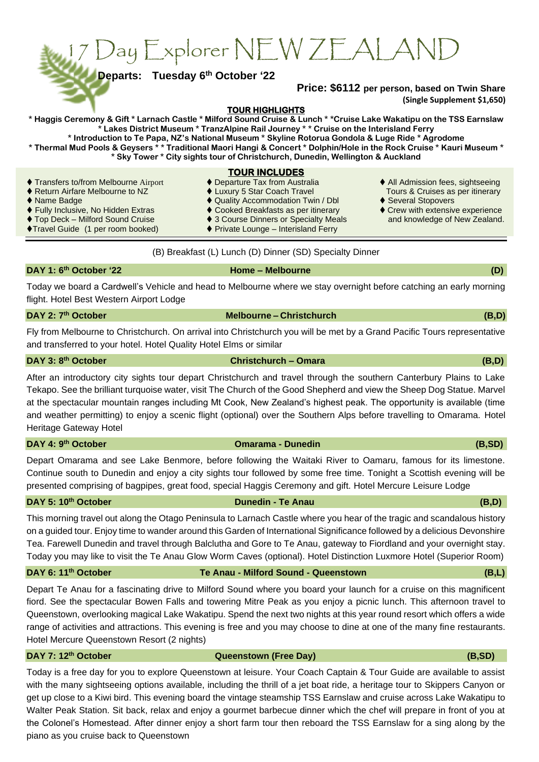# 17 Day Explorer NEW ZEALAND

**Departs: Tuesday 6th October '22**

**Price: $6112 per person, based on Twin Share**
**(Single Supplement $1,650)**

## TOUR HIGHLIGHTS

**\* Haggis Ceremony & Gift \* Larnach Castle \* Milford Sound Cruise & Lunch \* \*Cruise Lake Wakatipu on the TSS Earnslaw \* Lakes District Museum \* TranzAlpine Rail Journey \* \* Cruise on the Interisland Ferry \* Introduction to Te Papa, NZ's National Museum \* Skyline Rotorua Gondola & Luge Ride \* Agrodome \* Thermal Mud Pools & Geysers \* \* Traditional Maori Hangi & Concert \* Dolphin/Hole in the Rock Cruise \* Kauri Museum \* \* Sky Tower \* City sights tour of Christchurch, Dunedin, Wellington & Auckland**

## TOUR INCLUDES

- ♦ Transfers to/from Melbourne Airport
- ♦ Return Airfare Melbourne to NZ
- ♦ Name Badge
- ♦ Fully Inclusive, No Hidden Extras
- ♦ Top Deck – Milford Sound Cruise
- ♦ Travel Guide (1 per room booked)
- ♦ Departure Tax from Australia
- ♦ Luxury 5 Star Coach Travel
- ♦ Quality Accommodation Twin / Dbl
- ♦ Cooked Breakfasts as per itinerary
- ♦ 3 Course Dinners or Specialty Meals
- ♦ Private Lounge – Interisland Ferry
- ♦ All Admission fees, sightseeing Tours & Cruises as per itinerary
- ♦ Several Stopovers
- ♦ Crew with extensive experience and knowledge of New Zealand.

(B) Breakfast (L) Lunch (D) Dinner (SD) Specialty Dinner

**DAY 1: 6th October '22 — Home – Melbourne — (D)**

Today we board a Cardwell's Vehicle and head to Melbourne where we stay overnight before catching an early morning flight. Hotel Best Western Airport Lodge

**DAY 2: 7th October — Melbourne – Christchurch — (B,D)**

Fly from Melbourne to Christchurch. On arrival into Christchurch you will be met by a Grand Pacific Tours representative and transferred to your hotel. Hotel Quality Hotel Elms or similar

**DAY 3: 8th October — Christchurch – Omara — (B,D)**

After an introductory city sights tour depart Christchurch and travel through the southern Canterbury Plains to Lake Tekapo. See the brilliant turquoise water, visit The Church of the Good Shepherd and view the Sheep Dog Statue. Marvel at the spectacular mountain ranges including Mt Cook, New Zealand's highest peak. The opportunity is available (time and weather permitting) to enjoy a scenic flight (optional) over the Southern Alps before travelling to Omarama. Hotel Heritage Gateway Hotel

**DAY 4: 9th October — Omarama - Dunedin — (B,SD)**

Depart Omarama and see Lake Benmore, before following the Waitaki River to Oamaru, famous for its limestone. Continue south to Dunedin and enjoy a city sights tour followed by some free time. Tonight a Scottish evening will be presented comprising of bagpipes, great food, special Haggis Ceremony and gift. Hotel Mercure Leisure Lodge

**DAY 5: 10th October — Dunedin - Te Anau — (B,D)**

This morning travel out along the Otago Peninsula to Larnach Castle where you hear of the tragic and scandalous history on a guided tour. Enjoy time to wander around this Garden of International Significance followed by a delicious Devonshire Tea. Farewell Dunedin and travel through Balclutha and Gore to Te Anau, gateway to Fiordland and your overnight stay. Today you may like to visit the Te Anau Glow Worm Caves (optional). Hotel Distinction Luxmore Hotel (Superior Room)

**DAY 6: 11th October — Te Anau - Milford Sound - Queenstown — (B,L)**

Depart Te Anau for a fascinating drive to Milford Sound where you board your launch for a cruise on this magnificent fiord. See the spectacular Bowen Falls and towering Mitre Peak as you enjoy a picnic lunch. This afternoon travel to Queenstown, overlooking magical Lake Wakatipu. Spend the next two nights at this year round resort which offers a wide range of activities and attractions. This evening is free and you may choose to dine at one of the many fine restaurants. Hotel Mercure Queenstown Resort (2 nights)

**DAY 7: 12th October — Queenstown (Free Day) — (B,SD)**

Today is a free day for you to explore Queenstown at leisure. Your Coach Captain & Tour Guide are available to assist with the many sightseeing options available, including the thrill of a jet boat ride, a heritage tour to Skippers Canyon or get up close to a Kiwi bird. This evening board the vintage steamship TSS Earnslaw and cruise across Lake Wakatipu to Walter Peak Station. Sit back, relax and enjoy a gourmet barbecue dinner which the chef will prepare in front of you at the Colonel's Homestead. After dinner enjoy a short farm tour then reboard the TSS Earnslaw for a sing along by the piano as you cruise back to Queenstown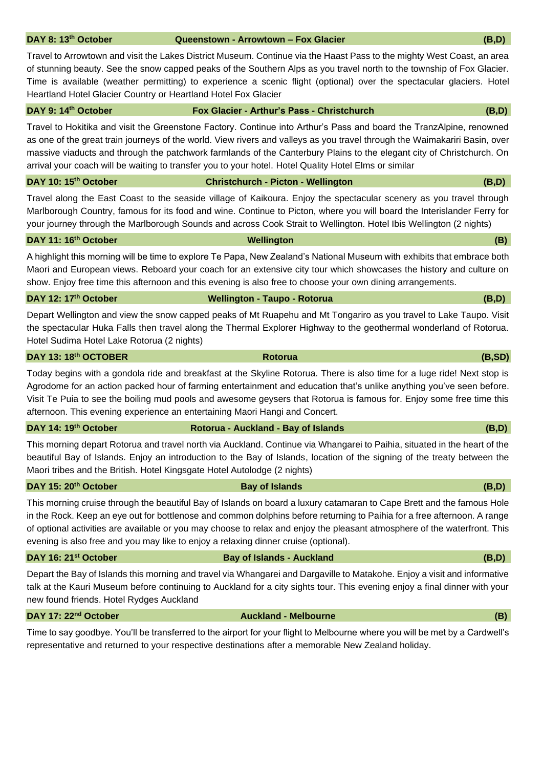**DAY 8: 13th October** **Queenstown - Arrowtown – Fox Glacier** **(B,D)**

Travel to Arrowtown and visit the Lakes District Museum. Continue via the Haast Pass to the mighty West Coast, an area of stunning beauty. See the snow capped peaks of the Southern Alps as you travel north to the township of Fox Glacier. Time is available (weather permitting) to experience a scenic flight (optional) over the spectacular glaciers. Hotel Heartland Hotel Glacier Country or Heartland Hotel Fox Glacier

**DAY 9: 14th October** **Fox Glacier - Arthur's Pass - Christchurch** **(B,D)**

Travel to Hokitika and visit the Greenstone Factory. Continue into Arthur's Pass and board the TranzAlpine, renowned as one of the great train journeys of the world. View rivers and valleys as you travel through the Waimakariri Basin, over massive viaducts and through the patchwork farmlands of the Canterbury Plains to the elegant city of Christchurch. On arrival your coach will be waiting to transfer you to your hotel. Hotel Quality Hotel Elms or similar

**DAY 10: 15th October** **Christchurch - Picton - Wellington** **(B,D)**

Travel along the East Coast to the seaside village of Kaikoura. Enjoy the spectacular scenery as you travel through Marlborough Country, famous for its food and wine. Continue to Picton, where you will board the Interislander Ferry for your journey through the Marlborough Sounds and across Cook Strait to Wellington. Hotel Ibis Wellington (2 nights)

**DAY 11: 16th October** **Wellington** **(B)**

A highlight this morning will be time to explore Te Papa, New Zealand's National Museum with exhibits that embrace both Maori and European views. Reboard your coach for an extensive city tour which showcases the history and culture on show. Enjoy free time this afternoon and this evening is also free to choose your own dining arrangements.

**DAY 12: 17th October** **Wellington - Taupo - Rotorua** **(B,D)**

Depart Wellington and view the snow capped peaks of Mt Ruapehu and Mt Tongariro as you travel to Lake Taupo. Visit the spectacular Huka Falls then travel along the Thermal Explorer Highway to the geothermal wonderland of Rotorua. Hotel Sudima Hotel Lake Rotorua (2 nights)

**DAY 13: 18th OCTOBER** **Rotorua** **(B,SD)**

Today begins with a gondola ride and breakfast at the Skyline Rotorua. There is also time for a luge ride! Next stop is Agrodome for an action packed hour of farming entertainment and education that's unlike anything you've seen before. Visit Te Puia to see the boiling mud pools and awesome geysers that Rotorua is famous for. Enjoy some free time this afternoon. This evening experience an entertaining Maori Hangi and Concert.

**DAY 14: 19th October** **Rotorua - Auckland - Bay of Islands** **(B,D)**

This morning depart Rotorua and travel north via Auckland. Continue via Whangarei to Paihia, situated in the heart of the beautiful Bay of Islands. Enjoy an introduction to the Bay of Islands, location of the signing of the treaty between the Maori tribes and the British. Hotel Kingsgate Hotel Autolodge (2 nights)

**DAY 15: 20th October** **Bay of Islands** **(B,D)**

This morning cruise through the beautiful Bay of Islands on board a luxury catamaran to Cape Brett and the famous Hole in the Rock. Keep an eye out for bottlenose and common dolphins before returning to Paihia for a free afternoon. A range of optional activities are available or you may choose to relax and enjoy the pleasant atmosphere of the waterfront. This evening is also free and you may like to enjoy a relaxing dinner cruise (optional).

**DAY 16: 21st October** **Bay of Islands - Auckland** **(B,D)**

Depart the Bay of Islands this morning and travel via Whangarei and Dargaville to Matakohe. Enjoy a visit and informative talk at the Kauri Museum before continuing to Auckland for a city sights tour. This evening enjoy a final dinner with your new found friends. Hotel Rydges Auckland

**DAY 17: 22nd October** **Auckland - Melbourne** **(B)**

Time to say goodbye. You'll be transferred to the airport for your flight to Melbourne where you will be met by a Cardwell's representative and returned to your respective destinations after a memorable New Zealand holiday.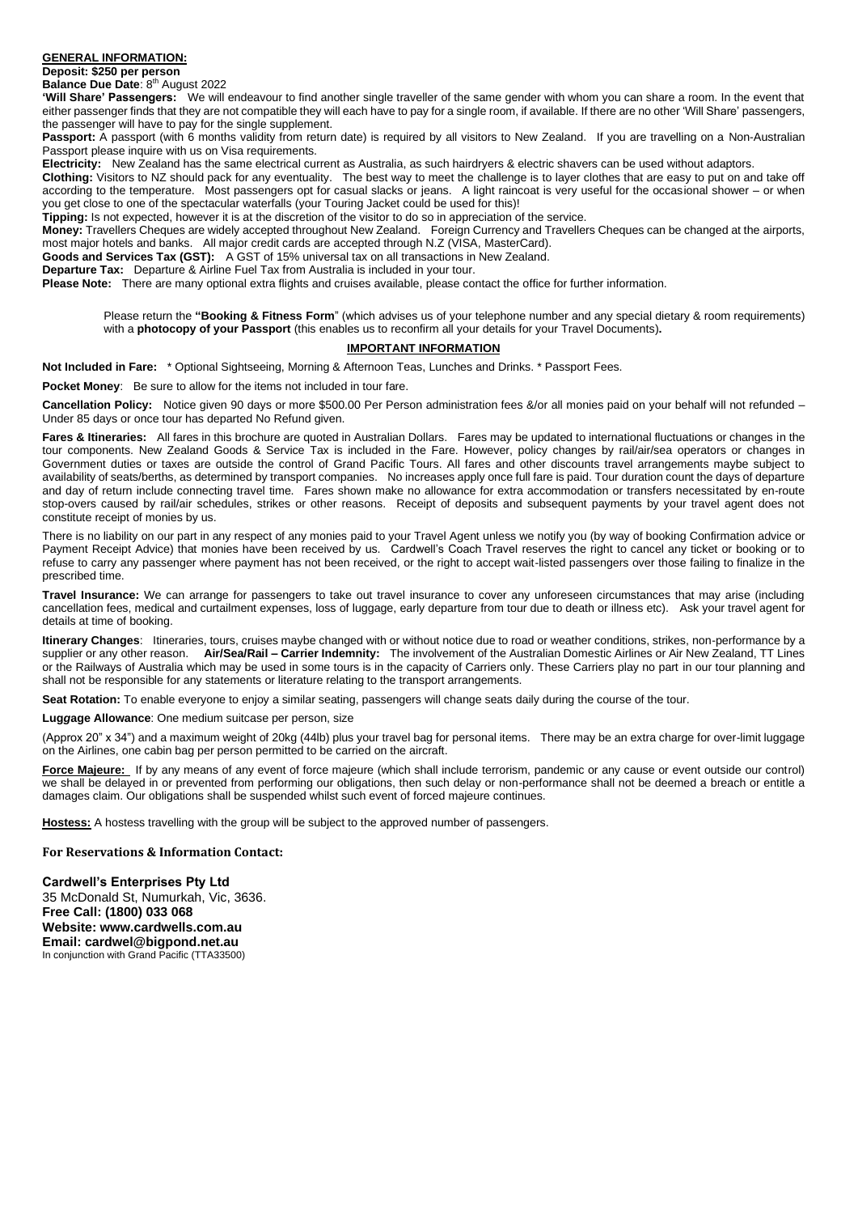**GENERAL INFORMATION:**

**Deposit: $250 per person**

**Balance Due Date**: 8th August 2022

**'Will Share' Passengers:** We will endeavour to find another single traveller of the same gender with whom you can share a room. In the event that either passenger finds that they are not compatible they will each have to pay for a single room, if available. If there are no other 'Will Share' passengers, the passenger will have to pay for the single supplement.

**Passport:** A passport (with 6 months validity from return date) is required by all visitors to New Zealand. If you are travelling on a Non-Australian Passport please inquire with us on Visa requirements.

**Electricity:** New Zealand has the same electrical current as Australia, as such hairdryers & electric shavers can be used without adaptors.

**Clothing:** Visitors to NZ should pack for any eventuality. The best way to meet the challenge is to layer clothes that are easy to put on and take off according to the temperature. Most passengers opt for casual slacks or jeans. A light raincoat is very useful for the occasional shower – or when you get close to one of the spectacular waterfalls (your Touring Jacket could be used for this)!

**Tipping:** Is not expected, however it is at the discretion of the visitor to do so in appreciation of the service.

**Money:** Travellers Cheques are widely accepted throughout New Zealand. Foreign Currency and Travellers Cheques can be changed at the airports, most major hotels and banks. All major credit cards are accepted through N.Z (VISA, MasterCard).

**Goods and Services Tax (GST):** A GST of 15% universal tax on all transactions in New Zealand.

**Departure Tax:** Departure & Airline Fuel Tax from Australia is included in your tour.

**Please Note:** There are many optional extra flights and cruises available, please contact the office for further information.

Please return the **"Booking & Fitness Form**" (which advises us of your telephone number and any special dietary & room requirements) with a **photocopy of your Passport** (this enables us to reconfirm all your details for your Travel Documents)**.**

## IMPORTANT INFORMATION

**Not Included in Fare:** * Optional Sightseeing, Morning & Afternoon Teas, Lunches and Drinks. * Passport Fees.

**Pocket Money**: Be sure to allow for the items not included in tour fare.

**Cancellation Policy:** Notice given 90 days or more $500.00 Per Person administration fees &/or all monies paid on your behalf will not refunded – Under 85 days or once tour has departed No Refund given.

**Fares & Itineraries:** All fares in this brochure are quoted in Australian Dollars. Fares may be updated to international fluctuations or changes in the tour components. New Zealand Goods & Service Tax is included in the Fare. However, policy changes by rail/air/sea operators or changes in Government duties or taxes are outside the control of Grand Pacific Tours. All fares and other discounts travel arrangements maybe subject to availability of seats/berths, as determined by transport companies. No increases apply once full fare is paid. Tour duration count the days of departure and day of return include connecting travel time. Fares shown make no allowance for extra accommodation or transfers necessitated by en-route stop-overs caused by rail/air schedules, strikes or other reasons. Receipt of deposits and subsequent payments by your travel agent does not constitute receipt of monies by us.

There is no liability on our part in any respect of any monies paid to your Travel Agent unless we notify you (by way of booking Confirmation advice or Payment Receipt Advice) that monies have been received by us. Cardwell's Coach Travel reserves the right to cancel any ticket or booking or to refuse to carry any passenger where payment has not been received, or the right to accept wait-listed passengers over those failing to finalize in the prescribed time.

**Travel Insurance:** We can arrange for passengers to take out travel insurance to cover any unforeseen circumstances that may arise (including cancellation fees, medical and curtailment expenses, loss of luggage, early departure from tour due to death or illness etc). Ask your travel agent for details at time of booking.

**Itinerary Changes**: Itineraries, tours, cruises maybe changed with or without notice due to road or weather conditions, strikes, non-performance by a supplier or any other reason. **Air/Sea/Rail – Carrier Indemnity:** The involvement of the Australian Domestic Airlines or Air New Zealand, TT Lines or the Railways of Australia which may be used in some tours is in the capacity of Carriers only. These Carriers play no part in our tour planning and shall not be responsible for any statements or literature relating to the transport arrangements.

**Seat Rotation:** To enable everyone to enjoy a similar seating, passengers will change seats daily during the course of the tour.

**Luggage Allowance**: One medium suitcase per person, size

(Approx 20" x 34") and a maximum weight of 20kg (44lb) plus your travel bag for personal items. There may be an extra charge for over-limit luggage on the Airlines, one cabin bag per person permitted to be carried on the aircraft.

**Force Majeure:** If by any means of any event of force majeure (which shall include terrorism, pandemic or any cause or event outside our control) we shall be delayed in or prevented from performing our obligations, then such delay or non-performance shall not be deemed a breach or entitle a damages claim. Our obligations shall be suspended whilst such event of forced majeure continues.

**Hostess:** A hostess travelling with the group will be subject to the approved number of passengers.

**For Reservations & Information Contact:**

**Cardwell's Enterprises Pty Ltd**
35 McDonald St, Numurkah, Vic, 3636.
**Free Call: (1800) 033 068**
**Website: www.cardwells.com.au**
**Email: cardwel@bigpond.net.au**
In conjunction with Grand Pacific (TTA33500)